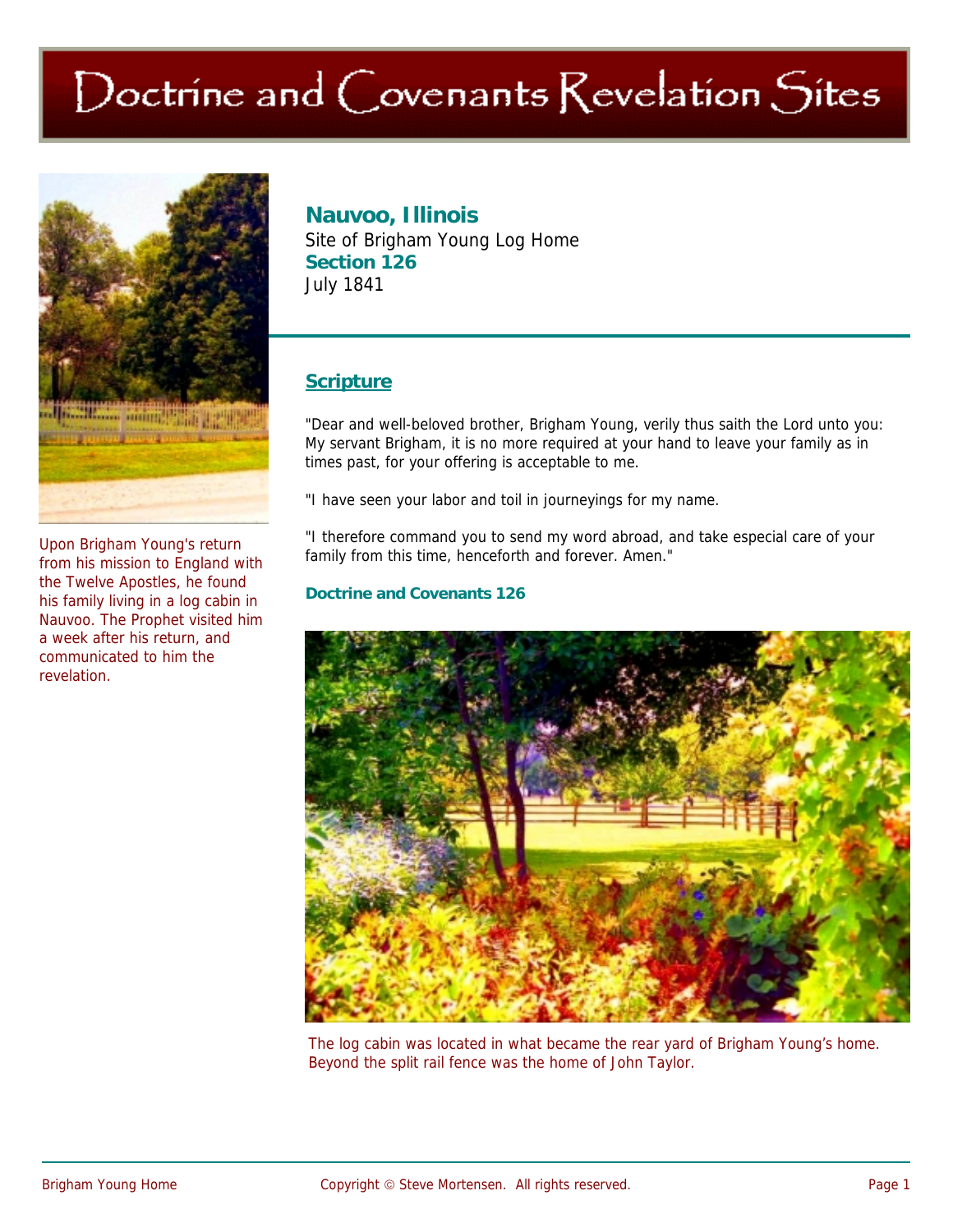# Doctrine and Covenants Revelation Sites

Upon Brigham Young's return from his mission to England with the Twelve Apostles, he found his family living in a log cabin in Nauvoo. The Prophet visited him a week after his return, and communicated to him the revelation.

## Nauvoo, Illinois

Site of Brigham Young Log Home

**Section 126**

July 1841

### Scripture

"Dear and well-beloved brother, Brigham Young, verily thus saith the Lord unto you: My servant Brigham, it is no more required at your hand to leave your family as in times past, for your offering is acceptable to me.

"I have seen your labor and toil in journeyings for my name.

"I therefore command you to send my word abroad, and take especial care of your family from this time, henceforth and forever. Amen."

**Doctrine and Covenants 126**

The log cabin was located in what became the rear yard of Brigham Young's home. Beyond the split rail fence was the home of John Taylor.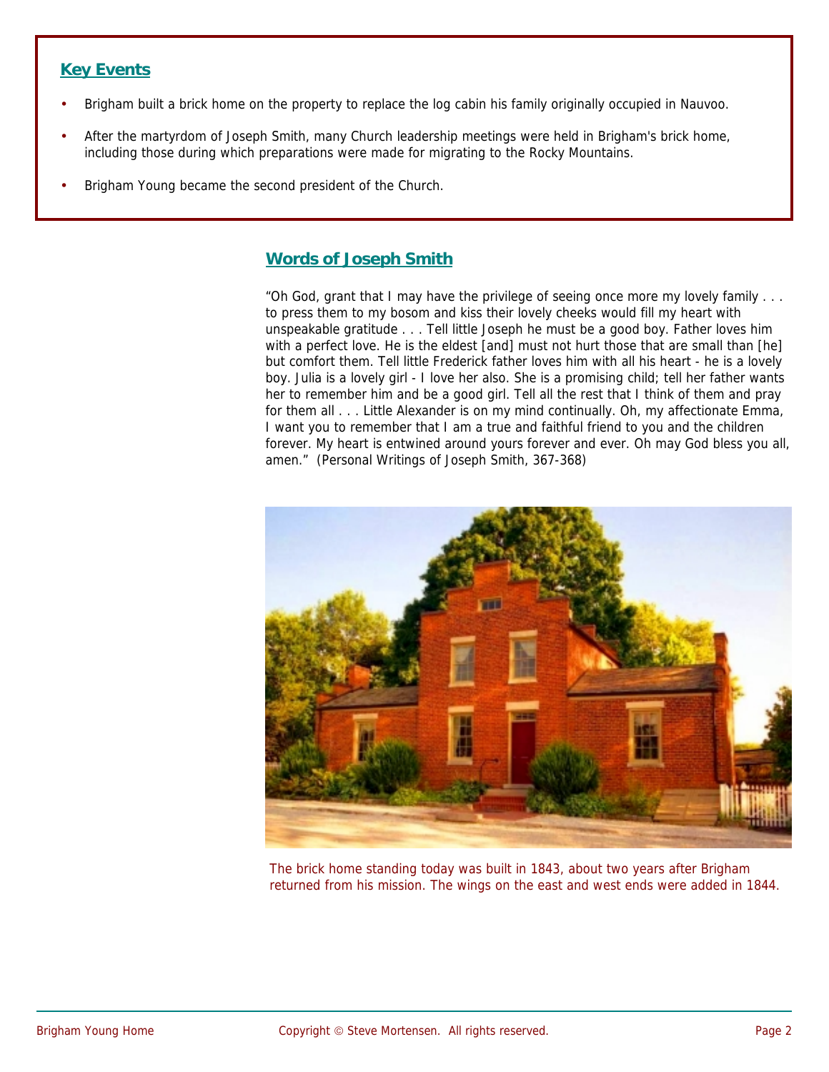## Key Events

- Brigham built a brick home on the property to replace the log cabin his family originally occupied in Nauvoo.
- After the martyrdom of Joseph Smith, many Church leadership meetings were held in Brigham's brick home, including those during which preparations were made for migrating to the Rocky Mountains.
- Brigham Young became the second president of the Church.

## Words of Joseph Smith

"Oh God, grant that I may have the privilege of seeing once more my lovely family . . . to press them to my bosom and kiss their lovely cheeks would fill my heart with unspeakable gratitude . . . Tell little Joseph he must be a good boy. Father loves him with a perfect love. He is the eldest [and] must not hurt those that are small than [he] but comfort them. Tell little Frederick father loves him with all his heart - he is a lovely boy. Julia is a lovely girl - I love her also. She is a promising child; tell her father wants her to remember him and be a good girl. Tell all the rest that I think of them and pray for them all . . . Little Alexander is on my mind continually. Oh, my affectionate Emma, I want you to remember that I am a true and faithful friend to you and the children forever. My heart is entwined around yours forever and ever. Oh may God bless you all, amen." (Personal Writings of Joseph Smith, 367-368)

The brick home standing today was built in 1843, about two years after Brigham returned from his mission. The wings on the east and west ends were added in 1844.